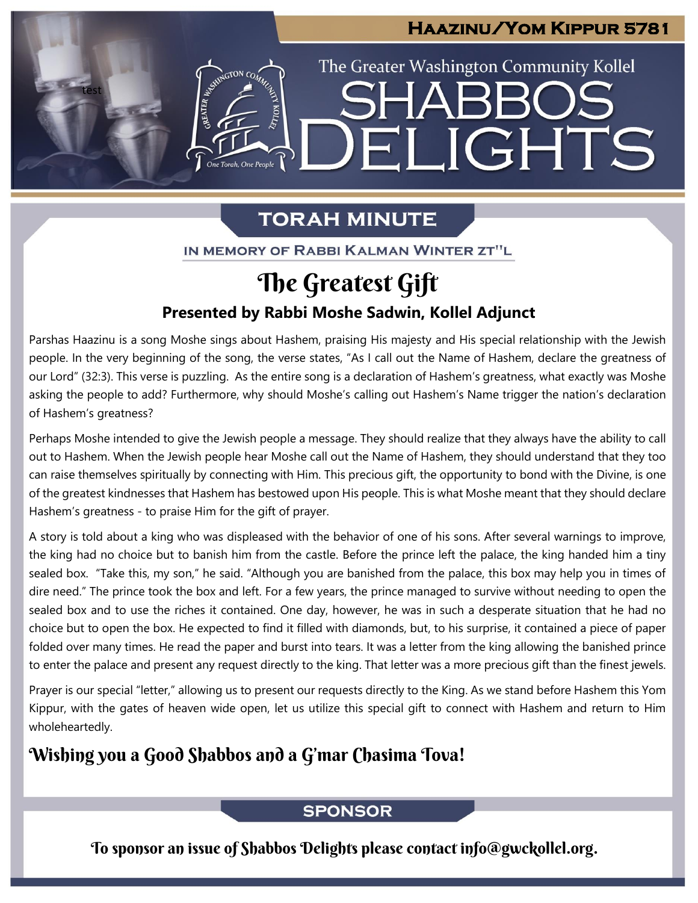# Haazinu/Yom Kippur 5781

The Greater Washington Community Kollel

# SHABBOS DELIGHTS

## TORAH MINUTE

IN MEMORY OF RABBI KALMAN WINTER ZT"L

# The Greatest Gift

### Presented by Rabbi Moshe Sadwin, Kollel Adjunct

Parshas Haazinu is a song Moshe sings about Hashem, praising His majesty and His special relationship with the Jewish people. In the very beginning of the song, the verse states, "As I call out the Name of Hashem, declare the greatness of our Lord" (32:3). This verse is puzzling. As the entire song is a declaration of Hashem's greatness, what exactly was Moshe asking the people to add? Furthermore, why should Moshe's calling out Hashem's Name trigger the nation's declaration of Hashem's greatness?

Perhaps Moshe intended to give the Jewish people a message. They should realize that they always have the ability to call out to Hashem. When the Jewish people hear Moshe call out the Name of Hashem, they should understand that they too can raise themselves spiritually by connecting with Him. This precious gift, the opportunity to bond with the Divine, is one of the greatest kindnesses that Hashem has bestowed upon His people. This is what Moshe meant that they should declare Hashem's greatness - to praise Him for the gift of prayer.

A story is told about a king who was displeased with the behavior of one of his sons. After several warnings to improve, the king had no choice but to banish him from the castle. Before the prince left the palace, the king handed him a tiny sealed box. "Take this, my son," he said. "Although you are banished from the palace, this box may help you in times of dire need." The prince took the box and left. For a few years, the prince managed to survive without needing to open the sealed box and to use the riches it contained. One day, however, he was in such a desperate situation that he had no choice but to open the box. He expected to find it filled with diamonds, but, to his surprise, it contained a piece of paper folded over many times. He read the paper and burst into tears. It was a letter from the king allowing the banished prince to enter the palace and present any request directly to the king. That letter was a more precious gift than the finest jewels.

Prayer is our special "letter," allowing us to present our requests directly to the King. As we stand before Hashem this Yom Kippur, with the gates of heaven wide open, let us utilize this special gift to connect with Hashem and return to Him wholeheartedly.

### Wishing you a Good Shabbos and a G'mar Chasima Tova!

## SPONSOR

**To sponsor an issue of Shabbos Delights please contact info@gwckollel.org.**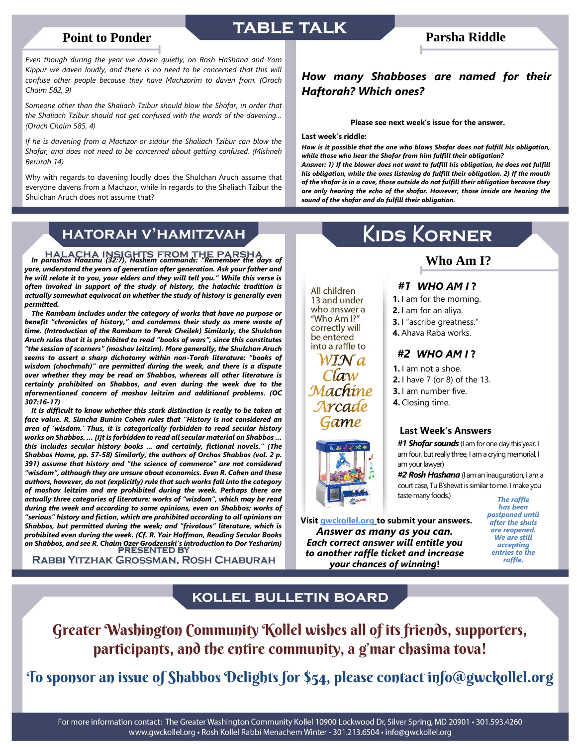# TABLE TALK

## Point to Ponder

*Even though during the year we daven quietly, on Rosh HaShana and Yom Kippur we daven loudly, and there is no need to be concerned that this will confuse other people because they have Machzorim to daven from. (Orach Chaim 582, 9)*

*Someone other than the Shaliach Tzibur should blow the Shofar, in order that the Shaliach Tzibur should not get confused with the words of the davening… (Orach Chaim 585, 4)*

*If he is davening from a Machzor or siddur the Shaliach Tzibur can blow the Shofar, and does not need to be concerned about getting confused. (Mishneh Berurah 14)*

Why with regards to davening loudly does the Shulchan Aruch assume that everyone davens from a Machzor, while in regards to the Shaliach Tzibur the Shulchan Aruch does not assume that?

## Parsha Riddle

***How many Shabboses are named for their Haftorah? Which ones?***

**Please see next week's issue for the answer.**

**Last week's riddle:**

***How is it possible that the one who blows Shofar does not fulfill his obligation, while those who hear the Shofar from him fulfill their obligation?***

***Answer: 1) If the blower does not want to fulfill his obligation, he does not fulfill his obligation, while the ones listening do fulfill their obligation. 2) If the mouth of the shofar is in a cave, those outside do not fulfill their obligation because they are only hearing the echo of the shofar. However, those inside are hearing the sound of the shofar and do fulfill their obligation.***

# HATORAH V'HAMITZVAH

## HALACHA INSIGHTS FROM THE PARSHA

***In parashas Haazinu (32:7), Hashem commands: "Remember the days of yore, understand the years of generation after generation. Ask your father and he will relate it to you, your elders and they will tell you." While this verse is often invoked in support of the study of history, the halachic tradition is actually somewhat equivocal on whether the study of history is generally even permitted.***

***The Rambam includes under the category of works that have no purpose or benefit "chronicles of history," and condemns their study as mere waste of time. (Introduction of the Rambam to Perek Cheilek) Similarly, the Shulchan Aruch rules that it is prohibited to read "books of wars", since this constitutes "the session of scorners" (moshav leitzim). More generally, the Shulchan Aruch seems to assert a sharp dichotomy within non-Torah literature: "books of wisdom (chochmah)" are permitted during the week, and there is a dispute over whether they may be read on Shabbos, whereas all other literature is certainly prohibited on Shabbos, and even during the week due to the aforementioned concern of moshav leitzim and additional problems. (OC 307:16-17)***

***It is difficult to know whether this stark distinction is really to be taken at face value. R. Simcha Bunim Cohen rules that "History is not considered an area of 'wisdom.' Thus, it is categorically forbidden to read secular history works on Shabbos. … [I]t is forbidden to read all secular material on Shabbos … this includes secular history books … and certainly, fictional novels." (The Shabbos Home, pp. 57-58) Similarly, the authors of Orchos Shabbos (vol. 2 p. 391) assume that history and "the science of commerce" are not considered "wisdom", although they are unsure about economics. Even R. Cohen and these authors, however, do not (explicitly) rule that such works fall into the category of moshav leitzim and are prohibited during the week. Perhaps there are actually three categories of literature: works of "wisdom", which may be read during the week and according to some opinions, even on Shabbos; works of "serious" history and fiction, which are prohibited according to all opinions on Shabbos, but permitted during the week; and "frivolous" literature, which is prohibited even during the week. (Cf. R. Yair Hoffman, Reading Secular Books on Shabbos, and see R. Chaim Ozer Grodzenski's introduction to Dor Yesharim)***

PRESENTED BY
RABBI YITZHAK GROSSMAN, ROSH CHABURAH

# KIDS KORNER

## Who Am I?

All children 13 and under who answer a "Who Am I?" correctly will be entered into a raffle to

**WIN a Claw Machine Arcade Game**

### *#1 WHO AM I?*

1. I am for the morning.
2. I am for an aliya.
3. I "ascribe greatness."
4. Ahava Raba works.

### *#2 WHO AM I?*

1. I am not a shoe.
2. I have 7 (or 8) of the 13.
3. I am number five.
4. Closing time.

### Last Week's Answers

***#1 Shofar sounds*** (I am for one day this year, I am four, but really three, I am a crying memorial, I am your lawyer)

***#2 Rosh Hashana*** (I am an inauguration, I am a court case, Tu B'shevat is similar to me. I make you taste many foods.)

*The raffle has been postponed until after the shuls are reopened. We are still accepting entries to the raffle.*

**Visit gwckollel.org to submit your answers.**
***Answer as many as you can. Each correct answer will entitle you to another raffle ticket and increase your chances of winning!***

# KOLLEL BULLETIN BOARD

**Greater Washington Community Kollel wishes all of its friends, supporters, participants, and the entire community, a g'mar chasima tova!**

**To sponsor an issue of Shabbos Delights for $54, please contact info@gwckollel.org**

For more information contact: The Greater Washington Community Kollel 10900 Lockwood Dr, Silver Spring, MD 20901 • 301.593.4260
www.gwckollel.org • Rosh Kollel Rabbi Menachem Winter - 301.213.6504 • info@gwckollel.org